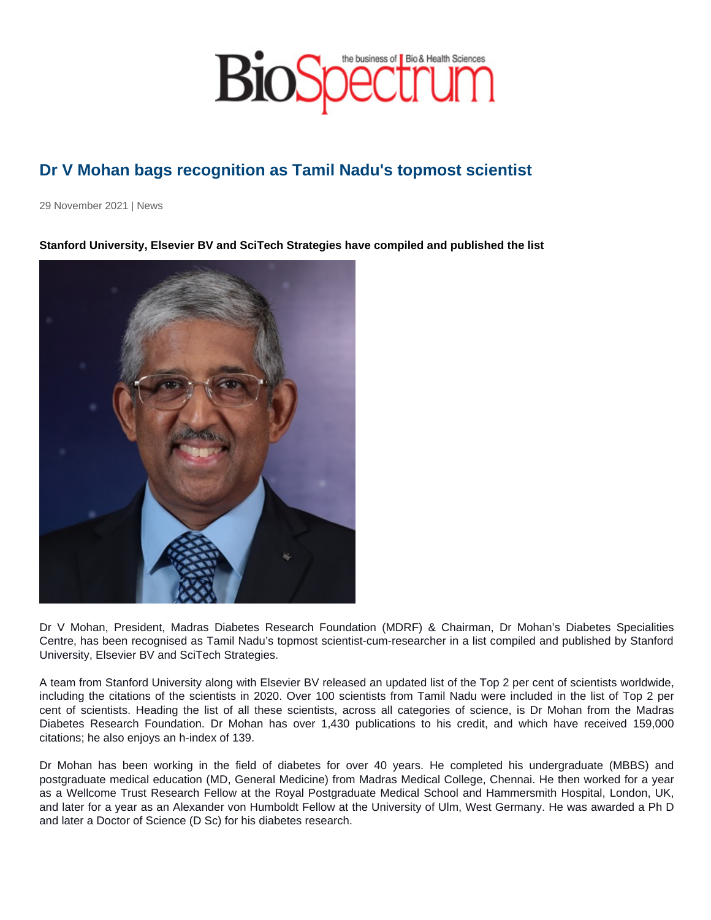# Dr V Mohan bags recognition as Tamil Nadu's topmost scientist

29 November 2021 | News

**Stanford University, Elsevier BV and SciTech Strategies have compiled and published the list**

Dr V Mohan, President, Madras Diabetes Research Foundation (MDRF) & Chairman, Dr Mohan's Diabetes Specialities Centre, has been recognised as Tamil Nadu's topmost scientist-cum-researcher in a list compiled and published by Stanford University, Elsevier BV and SciTech Strategies.

A team from Stanford University along with Elsevier BV released an updated list of the Top 2 per cent of scientists worldwide, including the citations of the scientists in 2020. Over 100 scientists from Tamil Nadu were included in the list of Top 2 per cent of scientists. Heading the list of all these scientists, across all categories of science, is Dr Mohan from the Madras Diabetes Research Foundation. Dr Mohan has over 1,430 publications to his credit, and which have received 159,000 citations; he also enjoys an h-index of 139.

Dr Mohan has been working in the field of diabetes for over 40 years. He completed his undergraduate (MBBS) and postgraduate medical education (MD, General Medicine) from Madras Medical College, Chennai. He then worked for a year as a Wellcome Trust Research Fellow at the Royal Postgraduate Medical School and Hammersmith Hospital, London, UK, and later for a year as an Alexander von Humboldt Fellow at the University of Ulm, West Germany. He was awarded a Ph D and later a Doctor of Science (D Sc) for his diabetes research.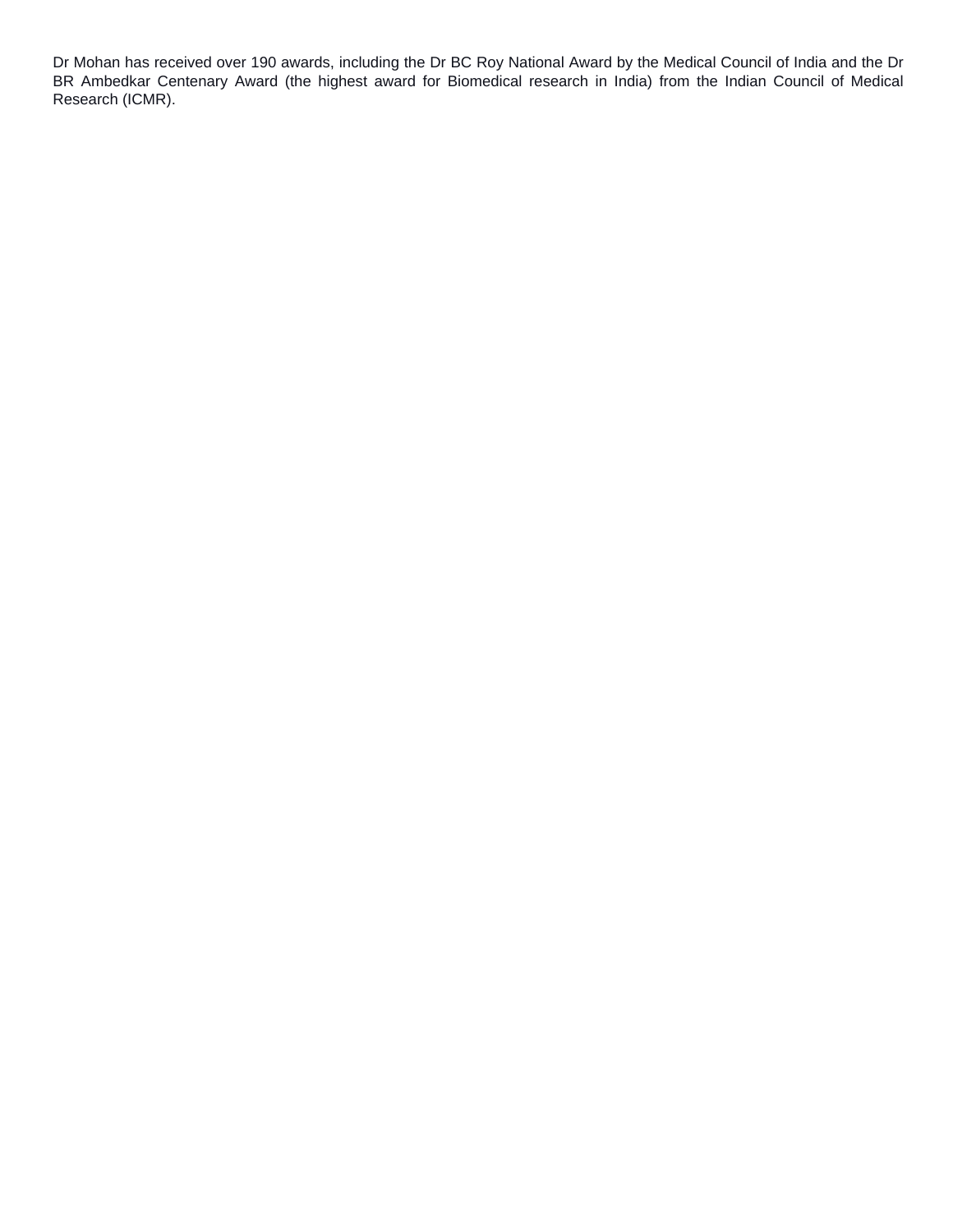Dr Mohan has received over 190 awards, including the Dr BC Roy National Award by the Medical Council of India and the Dr BR Ambedkar Centenary Award (the highest award for Biomedical research in India) from the Indian Council of Medical Research (ICMR).